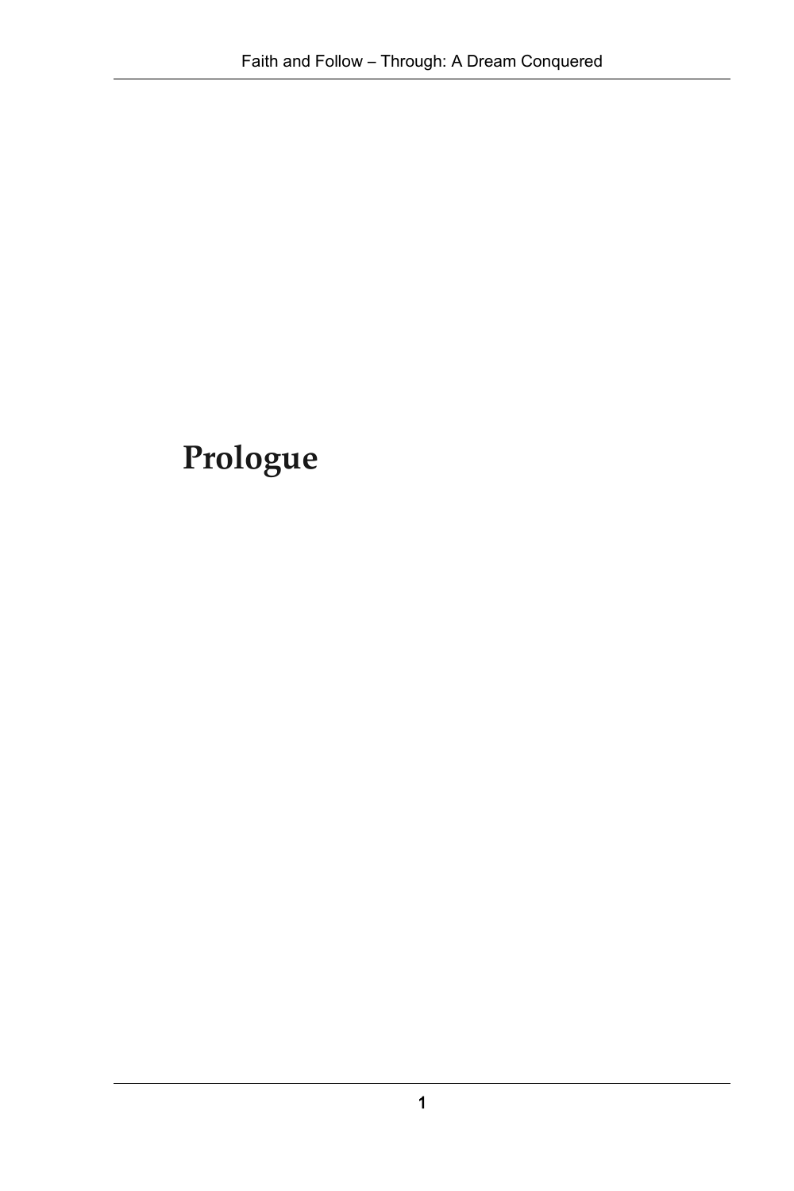# Prologue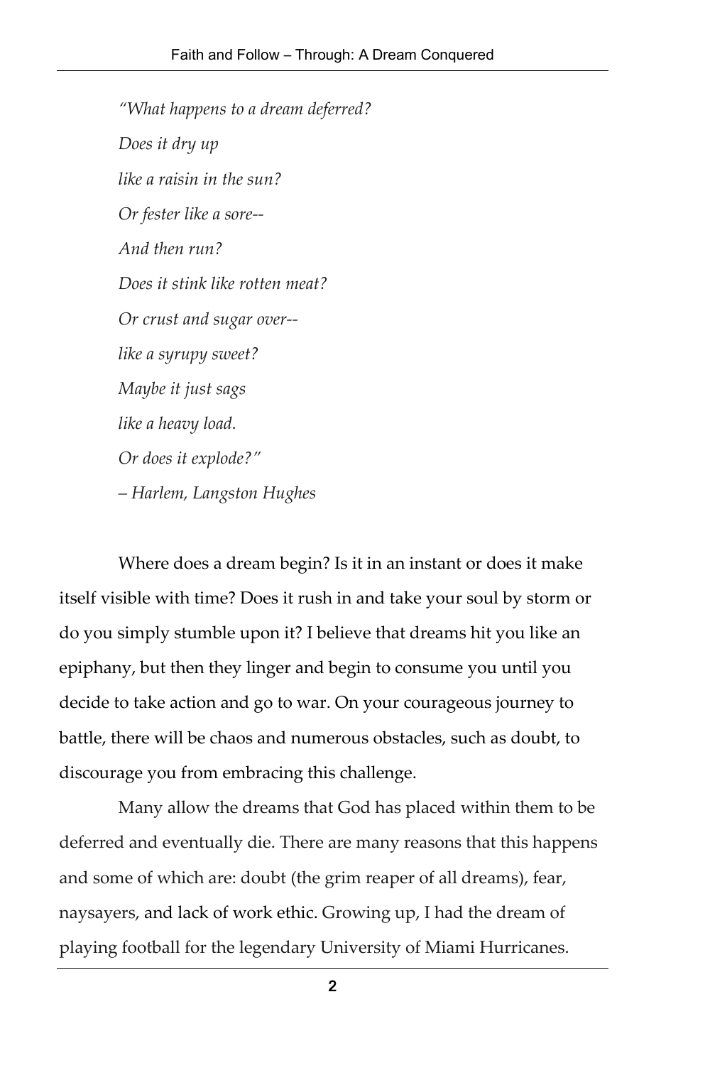*"What happens to a dream deferred?*

*Does it dry up*

*like a raisin in the sun?*

*Or fester like a sore--*

*And then run?*

*Does it stink like rotten meat?*

*Or crust and sugar over--*

*like a syrupy sweet?*

*Maybe it just sags*

*like a heavy load.*

*Or does it explode?"*

*– Harlem, Langston Hughes*

Where does a dream begin? Is it in an instant or does it make itself visible with time? Does it rush in and take your soul by storm or do you simply stumble upon it? I believe that dreams hit you like an epiphany, but then they linger and begin to consume you until you decide to take action and go to war. On your courageous journey to battle, there will be chaos and numerous obstacles, such as doubt, to discourage you from embracing this challenge.

Many allow the dreams that God has placed within them to be deferred and eventually die. There are many reasons that this happens and some of which are: doubt (the grim reaper of all dreams), fear, naysayers, and lack of work ethic. Growing up, I had the dream of playing football for the legendary University of Miami Hurricanes.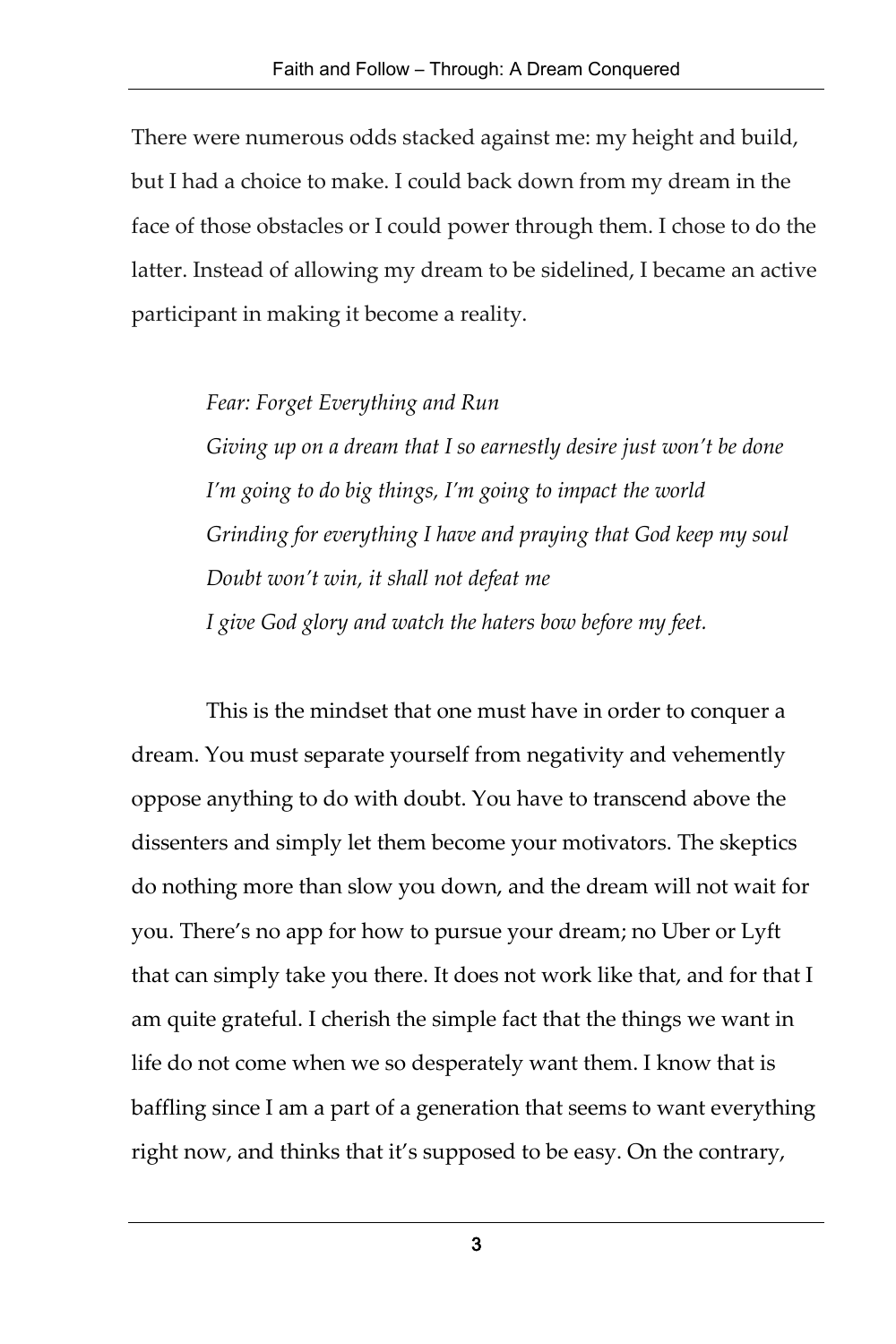There were numerous odds stacked against me: my height and build, but I had a choice to make. I could back down from my dream in the face of those obstacles or I could power through them. I chose to do the latter. Instead of allowing my dream to be sidelined, I became an active participant in making it become a reality.

> *Fear: Forget Everything and Run*
> *Giving up on a dream that I so earnestly desire just won't be done*
> *I'm going to do big things, I'm going to impact the world*
> *Grinding for everything I have and praying that God keep my soul*
> *Doubt won't win, it shall not defeat me*
> *I give God glory and watch the haters bow before my feet.*

This is the mindset that one must have in order to conquer a dream. You must separate yourself from negativity and vehemently oppose anything to do with doubt. You have to transcend above the dissenters and simply let them become your motivators. The skeptics do nothing more than slow you down, and the dream will not wait for you. There's no app for how to pursue your dream; no Uber or Lyft that can simply take you there. It does not work like that, and for that I am quite grateful. I cherish the simple fact that the things we want in life do not come when we so desperately want them. I know that is baffling since I am a part of a generation that seems to want everything right now, and thinks that it's supposed to be easy. On the contrary,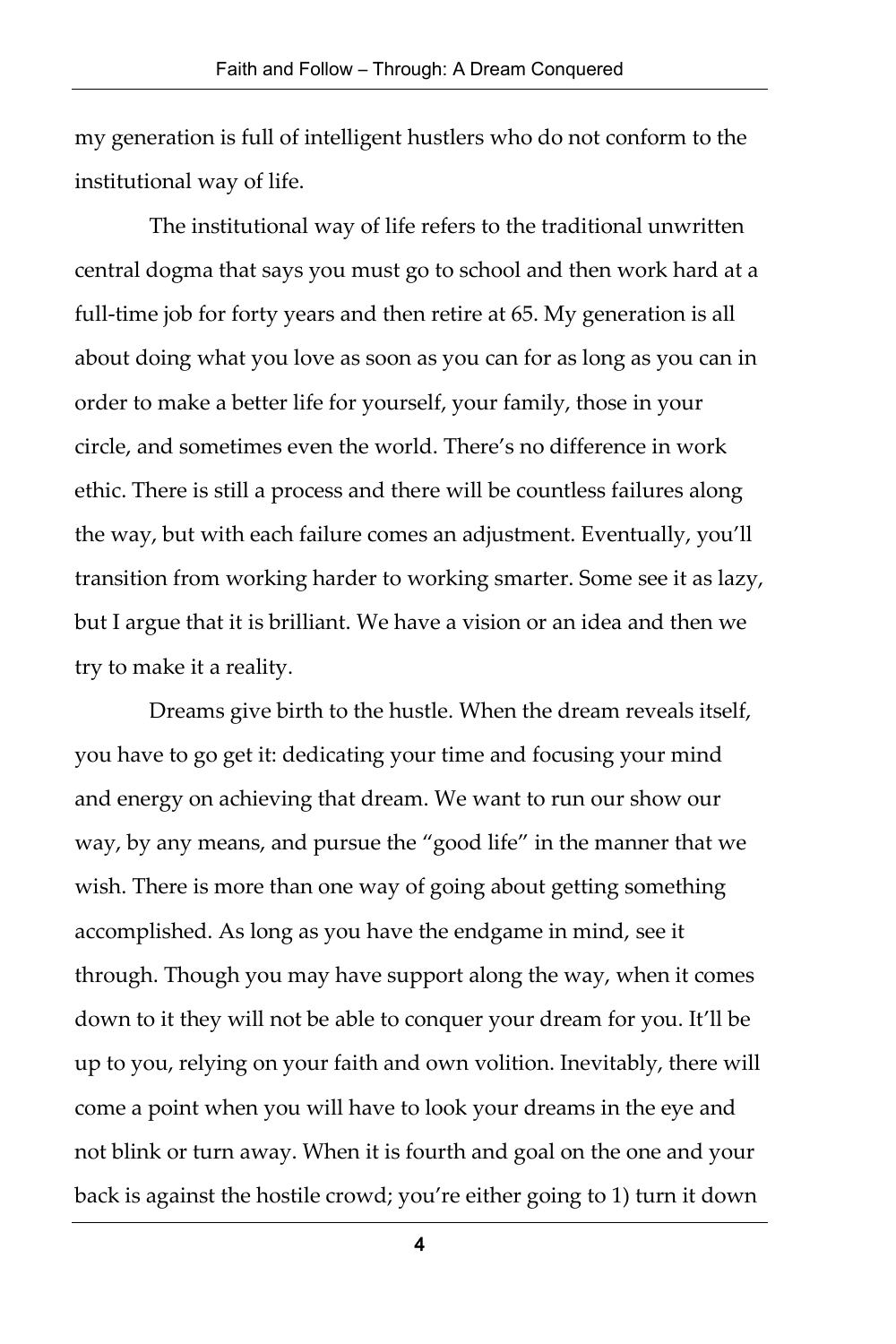my generation is full of intelligent hustlers who do not conform to the institutional way of life.

The institutional way of life refers to the traditional unwritten central dogma that says you must go to school and then work hard at a full-time job for forty years and then retire at 65. My generation is all about doing what you love as soon as you can for as long as you can in order to make a better life for yourself, your family, those in your circle, and sometimes even the world. There's no difference in work ethic. There is still a process and there will be countless failures along the way, but with each failure comes an adjustment. Eventually, you'll transition from working harder to working smarter. Some see it as lazy, but I argue that it is brilliant. We have a vision or an idea and then we try to make it a reality.

Dreams give birth to the hustle. When the dream reveals itself, you have to go get it: dedicating your time and focusing your mind and energy on achieving that dream. We want to run our show our way, by any means, and pursue the "good life" in the manner that we wish. There is more than one way of going about getting something accomplished. As long as you have the endgame in mind, see it through. Though you may have support along the way, when it comes down to it they will not be able to conquer your dream for you. It'll be up to you, relying on your faith and own volition. Inevitably, there will come a point when you will have to look your dreams in the eye and not blink or turn away. When it is fourth and goal on the one and your back is against the hostile crowd; you're either going to 1) turn it down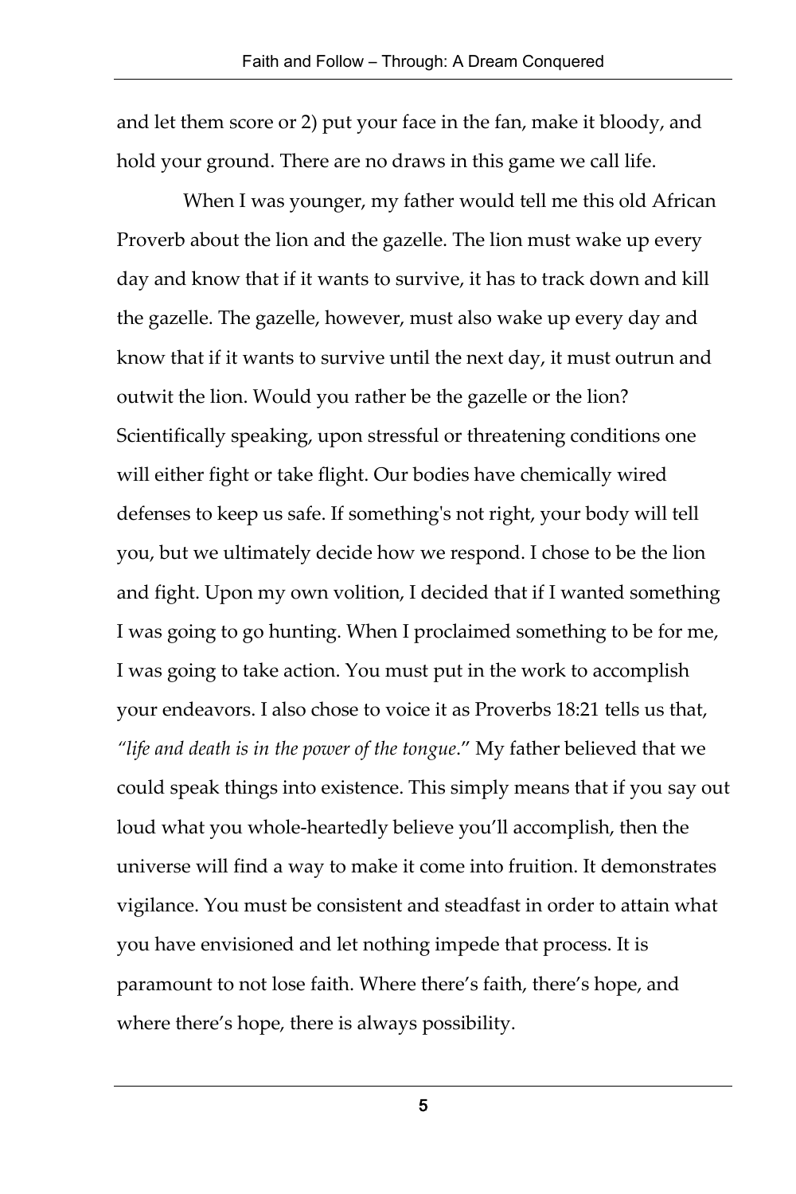and let them score or 2) put your face in the fan, make it bloody, and hold your ground. There are no draws in this game we call life.

When I was younger, my father would tell me this old African Proverb about the lion and the gazelle. The lion must wake up every day and know that if it wants to survive, it has to track down and kill the gazelle. The gazelle, however, must also wake up every day and know that if it wants to survive until the next day, it must outrun and outwit the lion. Would you rather be the gazelle or the lion? Scientifically speaking, upon stressful or threatening conditions one will either fight or take flight. Our bodies have chemically wired defenses to keep us safe. If something's not right, your body will tell you, but we ultimately decide how we respond. I chose to be the lion and fight. Upon my own volition, I decided that if I wanted something I was going to go hunting. When I proclaimed something to be for me, I was going to take action. You must put in the work to accomplish your endeavors. I also chose to voice it as Proverbs 18:21 tells us that, *"life and death is in the power of the tongue*." My father believed that we could speak things into existence. This simply means that if you say out loud what you whole-heartedly believe you'll accomplish, then the universe will find a way to make it come into fruition. It demonstrates vigilance. You must be consistent and steadfast in order to attain what you have envisioned and let nothing impede that process. It is paramount to not lose faith. Where there's faith, there's hope, and where there's hope, there is always possibility.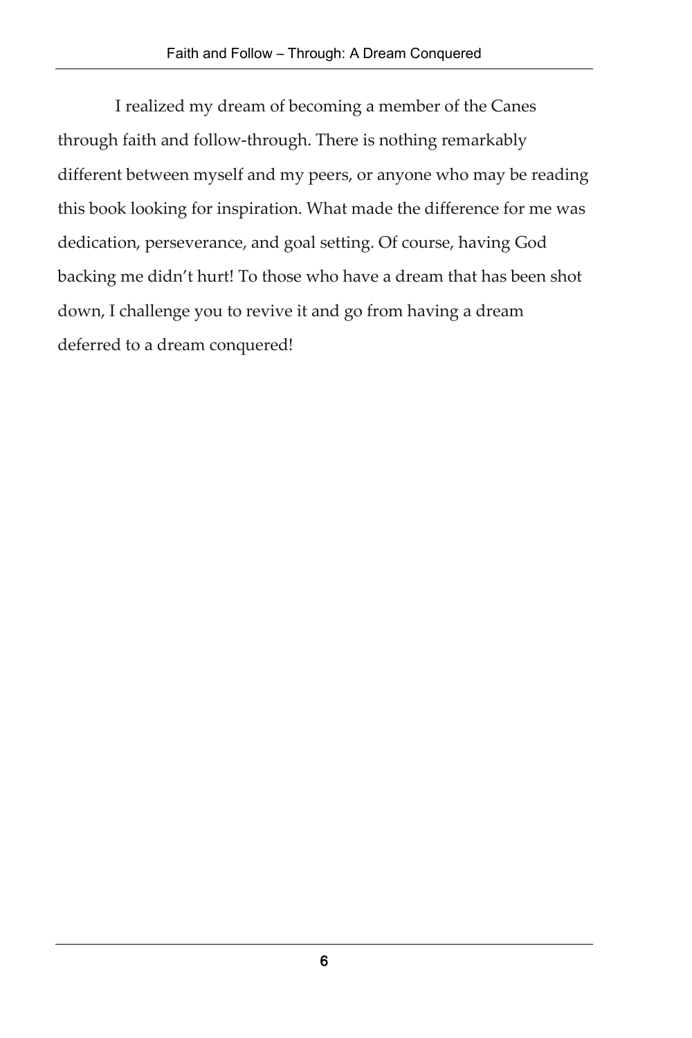I realized my dream of becoming a member of the Canes through faith and follow-through. There is nothing remarkably different between myself and my peers, or anyone who may be reading this book looking for inspiration. What made the difference for me was dedication, perseverance, and goal setting. Of course, having God backing me didn't hurt! To those who have a dream that has been shot down, I challenge you to revive it and go from having a dream deferred to a dream conquered!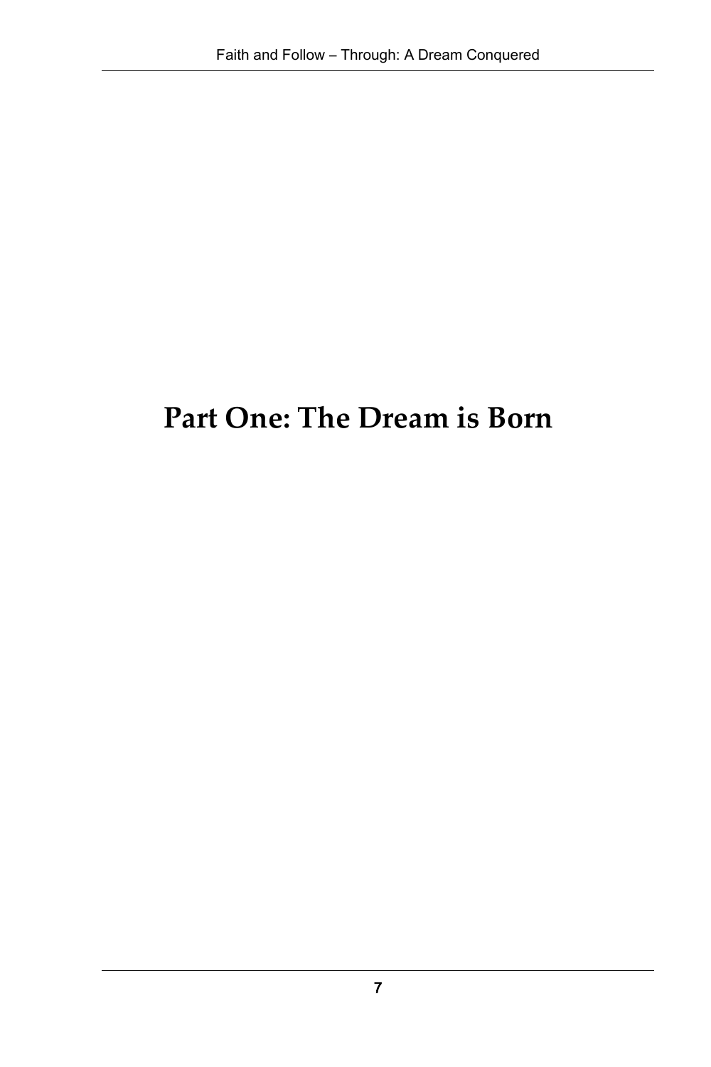# Part One: The Dream is Born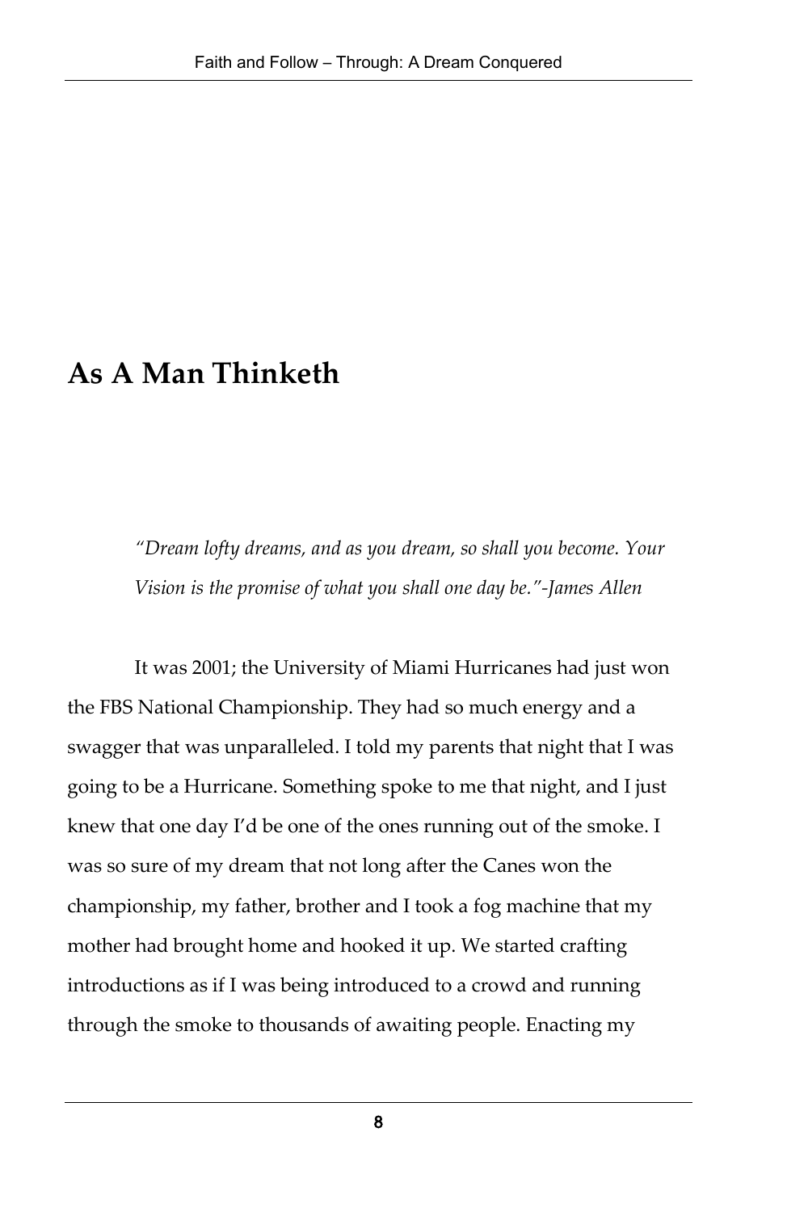# As A Man Thinketh

> *"Dream lofty dreams, and as you dream, so shall you become. Your Vision is the promise of what you shall one day be."-James Allen*

It was 2001; the University of Miami Hurricanes had just won the FBS National Championship. They had so much energy and a swagger that was unparalleled. I told my parents that night that I was going to be a Hurricane. Something spoke to me that night, and I just knew that one day I'd be one of the ones running out of the smoke. I was so sure of my dream that not long after the Canes won the championship, my father, brother and I took a fog machine that my mother had brought home and hooked it up. We started crafting introductions as if I was being introduced to a crowd and running through the smoke to thousands of awaiting people. Enacting my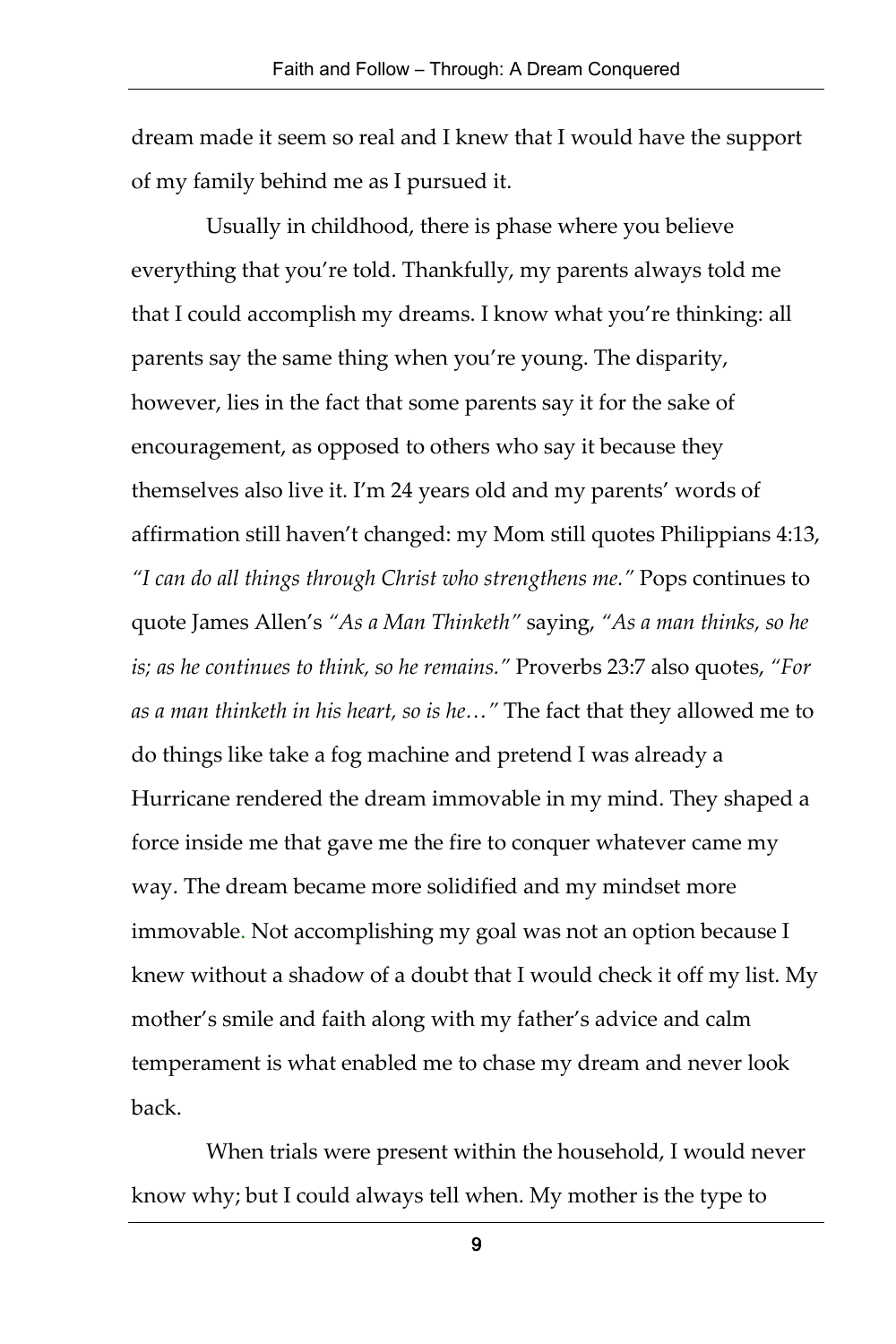dream made it seem so real and I knew that I would have the support of my family behind me as I pursued it.

Usually in childhood, there is phase where you believe everything that you're told. Thankfully, my parents always told me that I could accomplish my dreams. I know what you're thinking: all parents say the same thing when you're young. The disparity, however, lies in the fact that some parents say it for the sake of encouragement, as opposed to others who say it because they themselves also live it. I'm 24 years old and my parents' words of affirmation still haven't changed: my Mom still quotes Philippians 4:13, *"I can do all things through Christ who strengthens me."* Pops continues to quote James Allen's *"As a Man Thinketh"* saying, *"As a man thinks, so he is; as he continues to think, so he remains."* Proverbs 23:7 also quotes, *"For as a man thinketh in his heart, so is he…"* The fact that they allowed me to do things like take a fog machine and pretend I was already a Hurricane rendered the dream immovable in my mind. They shaped a force inside me that gave me the fire to conquer whatever came my way. The dream became more solidified and my mindset more immovable. Not accomplishing my goal was not an option because I knew without a shadow of a doubt that I would check it off my list. My mother's smile and faith along with my father's advice and calm temperament is what enabled me to chase my dream and never look back.

When trials were present within the household, I would never know why; but I could always tell when. My mother is the type to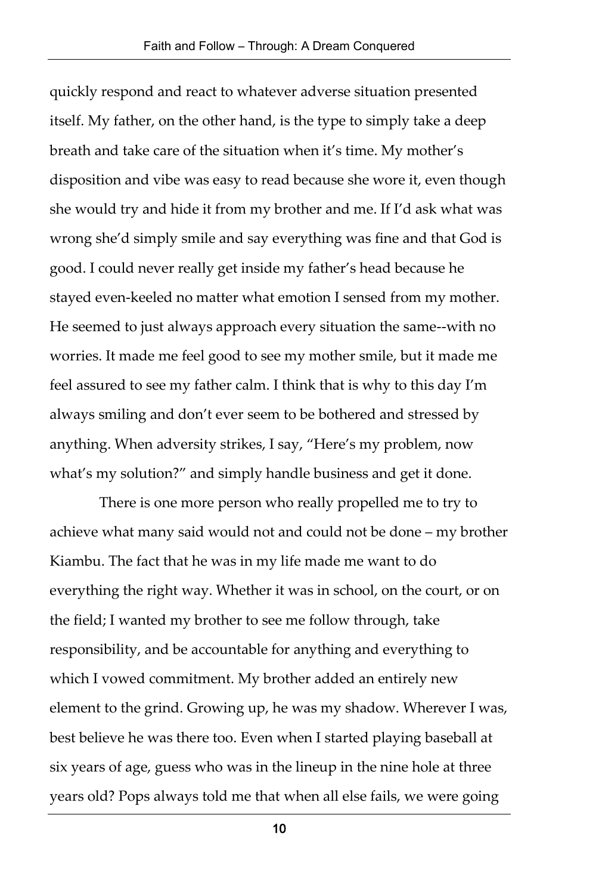quickly respond and react to whatever adverse situation presented itself. My father, on the other hand, is the type to simply take a deep breath and take care of the situation when it's time. My mother's disposition and vibe was easy to read because she wore it, even though she would try and hide it from my brother and me. If I'd ask what was wrong she'd simply smile and say everything was fine and that God is good. I could never really get inside my father's head because he stayed even-keeled no matter what emotion I sensed from my mother. He seemed to just always approach every situation the same--with no worries. It made me feel good to see my mother smile, but it made me feel assured to see my father calm. I think that is why to this day I'm always smiling and don't ever seem to be bothered and stressed by anything. When adversity strikes, I say, "Here's my problem, now what's my solution?" and simply handle business and get it done.

There is one more person who really propelled me to try to achieve what many said would not and could not be done – my brother Kiambu. The fact that he was in my life made me want to do everything the right way. Whether it was in school, on the court, or on the field; I wanted my brother to see me follow through, take responsibility, and be accountable for anything and everything to which I vowed commitment. My brother added an entirely new element to the grind. Growing up, he was my shadow. Wherever I was, best believe he was there too. Even when I started playing baseball at six years of age, guess who was in the lineup in the nine hole at three years old? Pops always told me that when all else fails, we were going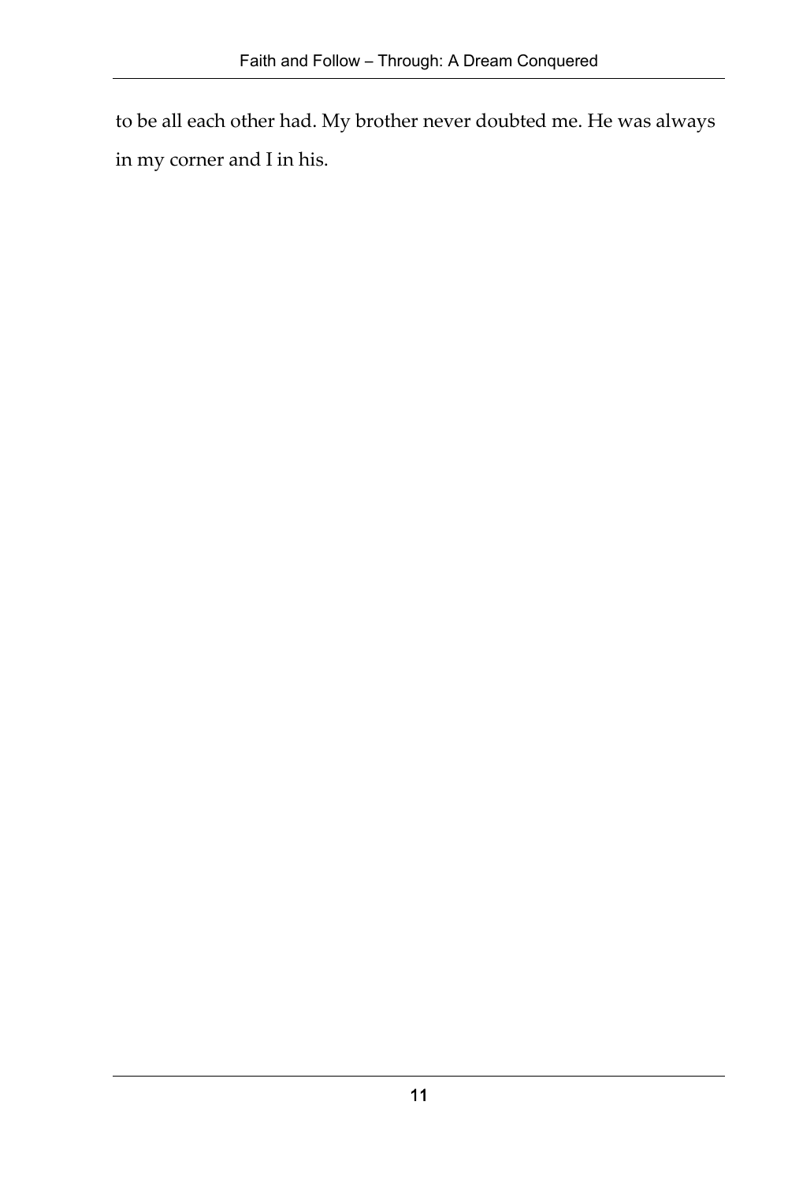to be all each other had. My brother never doubted me. He was always in my corner and I in his.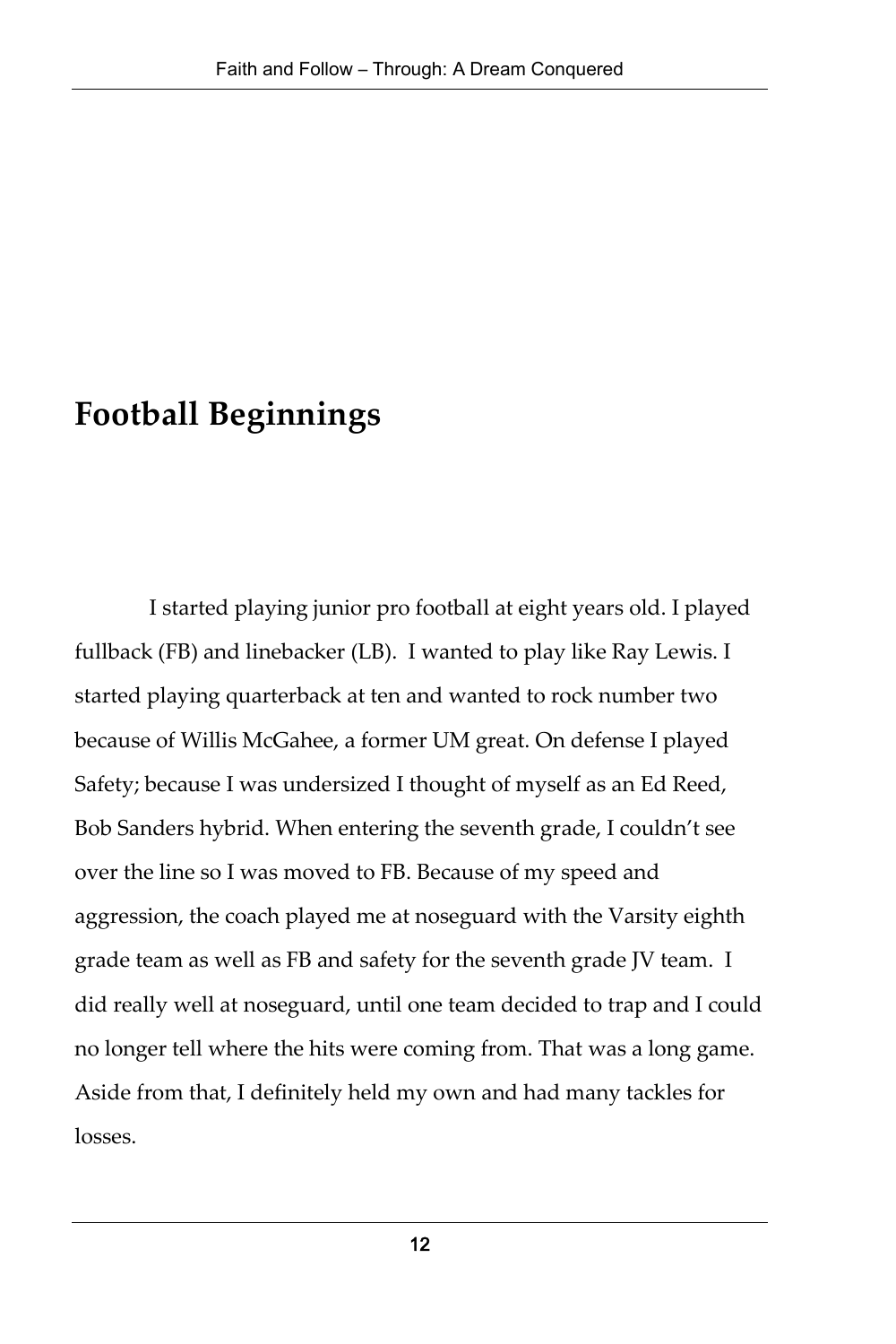# Football Beginnings

I started playing junior pro football at eight years old. I played fullback (FB) and linebacker (LB). I wanted to play like Ray Lewis. I started playing quarterback at ten and wanted to rock number two because of Willis McGahee, a former UM great. On defense I played Safety; because I was undersized I thought of myself as an Ed Reed, Bob Sanders hybrid. When entering the seventh grade, I couldn't see over the line so I was moved to FB. Because of my speed and aggression, the coach played me at noseguard with the Varsity eighth grade team as well as FB and safety for the seventh grade JV team. I did really well at noseguard, until one team decided to trap and I could no longer tell where the hits were coming from. That was a long game. Aside from that, I definitely held my own and had many tackles for losses.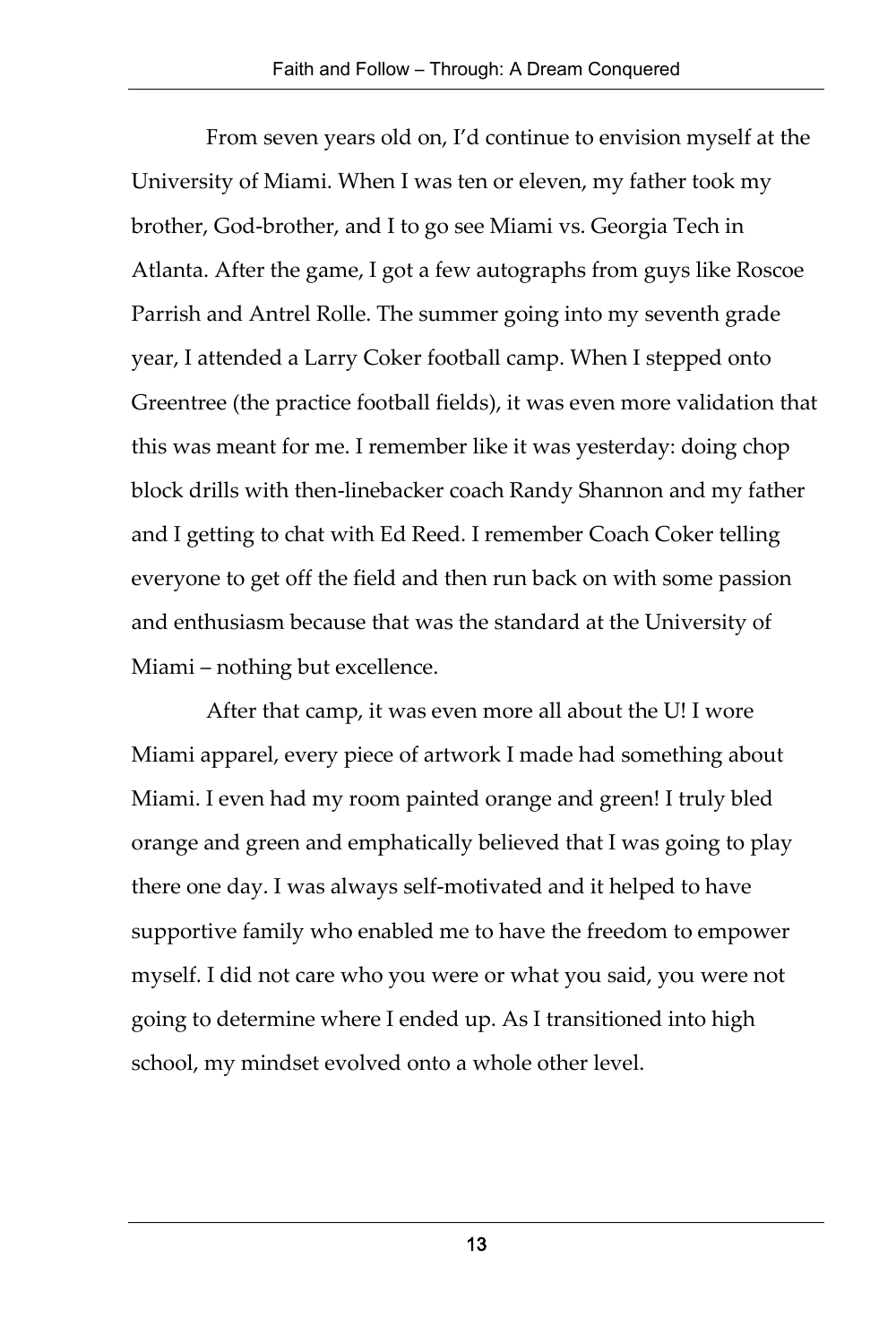From seven years old on, I'd continue to envision myself at the University of Miami. When I was ten or eleven, my father took my brother, God-brother, and I to go see Miami vs. Georgia Tech in Atlanta. After the game, I got a few autographs from guys like Roscoe Parrish and Antrel Rolle. The summer going into my seventh grade year, I attended a Larry Coker football camp. When I stepped onto Greentree (the practice football fields), it was even more validation that this was meant for me. I remember like it was yesterday: doing chop block drills with then-linebacker coach Randy Shannon and my father and I getting to chat with Ed Reed. I remember Coach Coker telling everyone to get off the field and then run back on with some passion and enthusiasm because that was the standard at the University of Miami – nothing but excellence.

After that camp, it was even more all about the U! I wore Miami apparel, every piece of artwork I made had something about Miami. I even had my room painted orange and green! I truly bled orange and green and emphatically believed that I was going to play there one day. I was always self-motivated and it helped to have supportive family who enabled me to have the freedom to empower myself. I did not care who you were or what you said, you were not going to determine where I ended up. As I transitioned into high school, my mindset evolved onto a whole other level.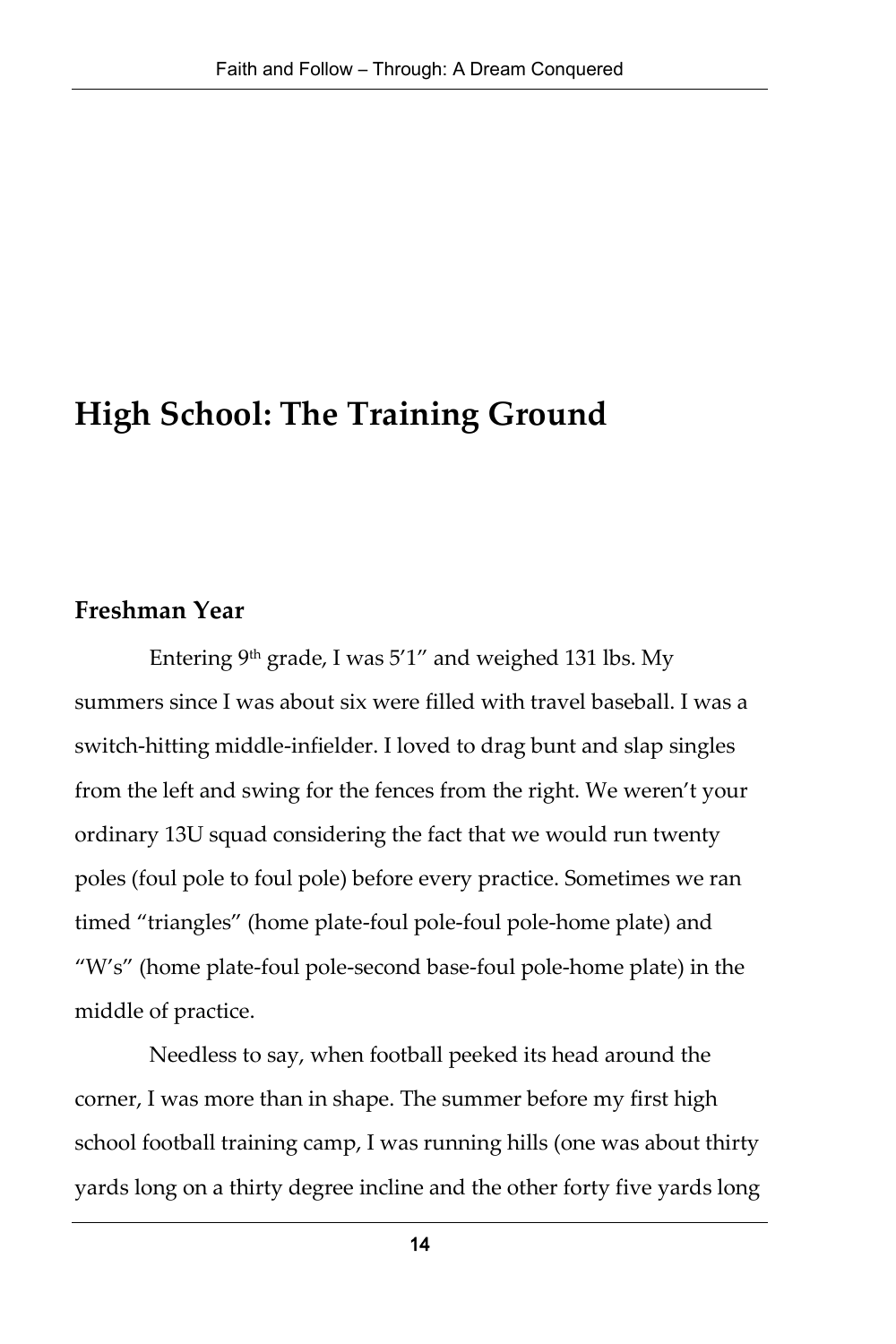# High School: The Training Ground

## Freshman Year

Entering 9th grade, I was 5'1" and weighed 131 lbs. My summers since I was about six were filled with travel baseball. I was a switch-hitting middle-infielder. I loved to drag bunt and slap singles from the left and swing for the fences from the right. We weren't your ordinary 13U squad considering the fact that we would run twenty poles (foul pole to foul pole) before every practice. Sometimes we ran timed "triangles" (home plate-foul pole-foul pole-home plate) and "W's" (home plate-foul pole-second base-foul pole-home plate) in the middle of practice.

Needless to say, when football peeked its head around the corner, I was more than in shape. The summer before my first high school football training camp, I was running hills (one was about thirty yards long on a thirty degree incline and the other forty five yards long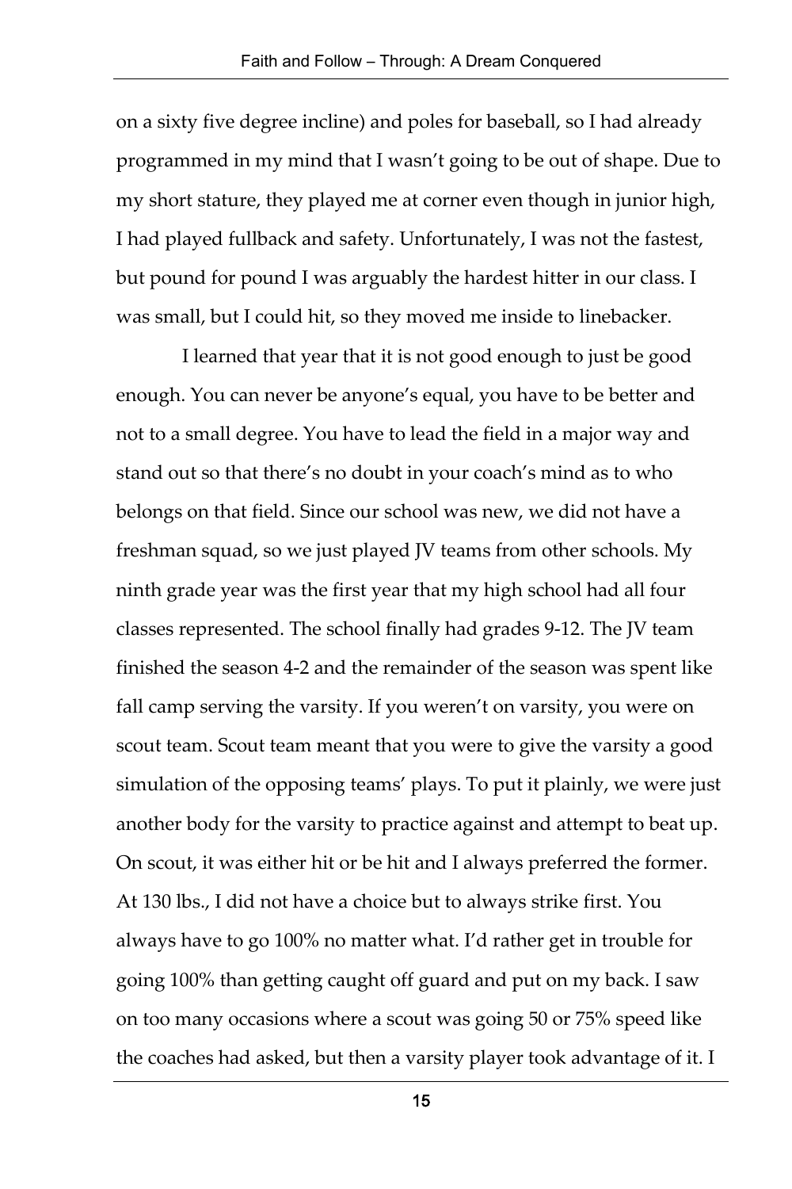on a sixty five degree incline) and poles for baseball, so I had already programmed in my mind that I wasn't going to be out of shape. Due to my short stature, they played me at corner even though in junior high, I had played fullback and safety. Unfortunately, I was not the fastest, but pound for pound I was arguably the hardest hitter in our class. I was small, but I could hit, so they moved me inside to linebacker.

I learned that year that it is not good enough to just be good enough. You can never be anyone's equal, you have to be better and not to a small degree. You have to lead the field in a major way and stand out so that there's no doubt in your coach's mind as to who belongs on that field. Since our school was new, we did not have a freshman squad, so we just played JV teams from other schools. My ninth grade year was the first year that my high school had all four classes represented. The school finally had grades 9-12. The JV team finished the season 4-2 and the remainder of the season was spent like fall camp serving the varsity. If you weren't on varsity, you were on scout team. Scout team meant that you were to give the varsity a good simulation of the opposing teams' plays. To put it plainly, we were just another body for the varsity to practice against and attempt to beat up. On scout, it was either hit or be hit and I always preferred the former. At 130 lbs., I did not have a choice but to always strike first. You always have to go 100% no matter what. I'd rather get in trouble for going 100% than getting caught off guard and put on my back. I saw on too many occasions where a scout was going 50 or 75% speed like the coaches had asked, but then a varsity player took advantage of it. I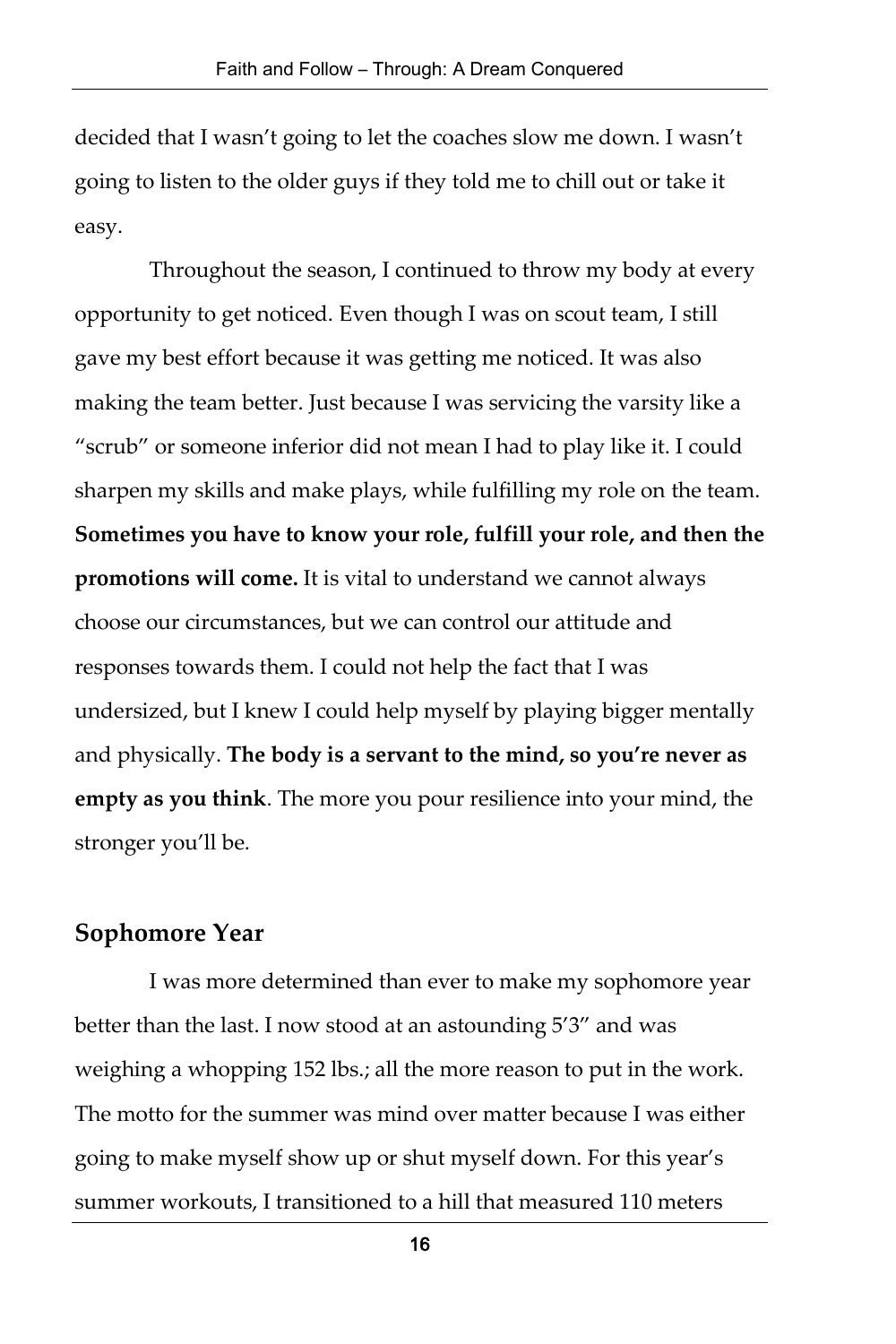decided that I wasn't going to let the coaches slow me down. I wasn't going to listen to the older guys if they told me to chill out or take it easy.

Throughout the season, I continued to throw my body at every opportunity to get noticed. Even though I was on scout team, I still gave my best effort because it was getting me noticed. It was also making the team better. Just because I was servicing the varsity like a "scrub" or someone inferior did not mean I had to play like it. I could sharpen my skills and make plays, while fulfilling my role on the team. **Sometimes you have to know your role, fulfill your role, and then the promotions will come.** It is vital to understand we cannot always choose our circumstances, but we can control our attitude and responses towards them. I could not help the fact that I was undersized, but I knew I could help myself by playing bigger mentally and physically. **The body is a servant to the mind, so you're never as empty as you think**. The more you pour resilience into your mind, the stronger you'll be.

## Sophomore Year

I was more determined than ever to make my sophomore year better than the last. I now stood at an astounding 5'3" and was weighing a whopping 152 lbs.; all the more reason to put in the work. The motto for the summer was mind over matter because I was either going to make myself show up or shut myself down. For this year's summer workouts, I transitioned to a hill that measured 110 meters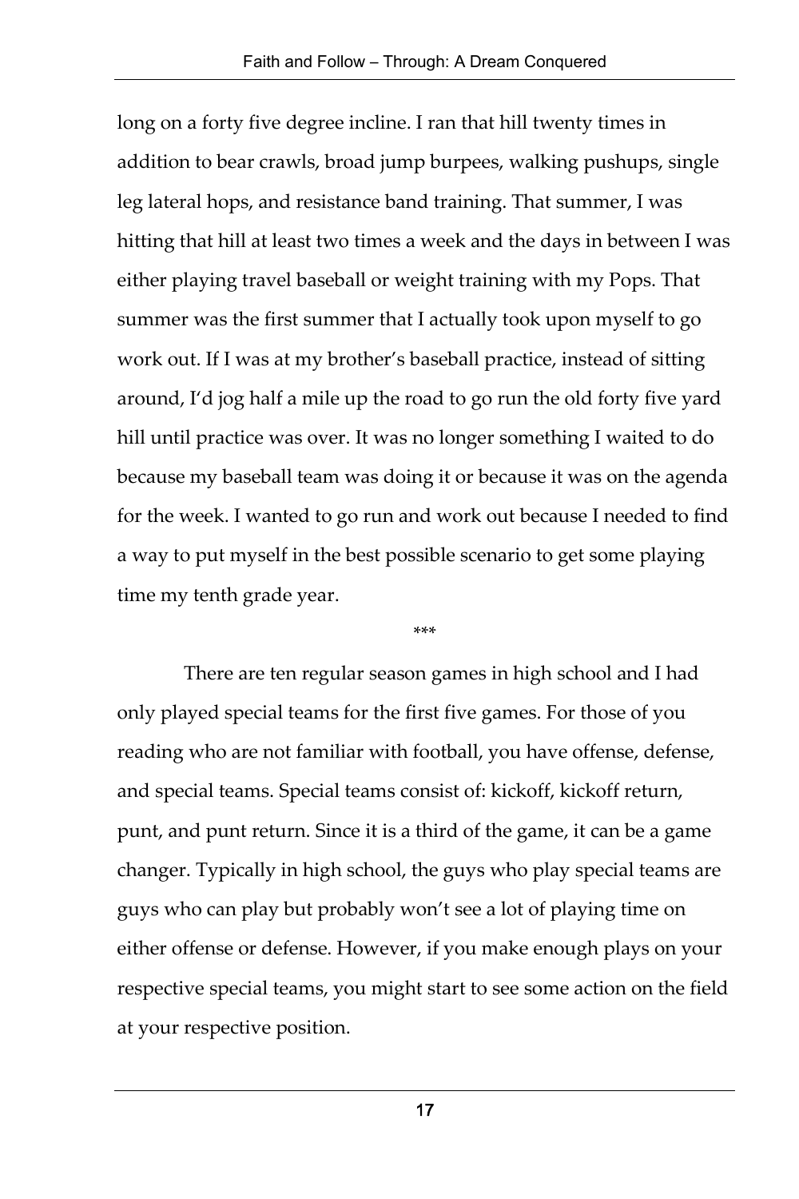long on a forty five degree incline. I ran that hill twenty times in addition to bear crawls, broad jump burpees, walking pushups, single leg lateral hops, and resistance band training. That summer, I was hitting that hill at least two times a week and the days in between I was either playing travel baseball or weight training with my Pops. That summer was the first summer that I actually took upon myself to go work out. If I was at my brother's baseball practice, instead of sitting around, I'd jog half a mile up the road to go run the old forty five yard hill until practice was over. It was no longer something I waited to do because my baseball team was doing it or because it was on the agenda for the week. I wanted to go run and work out because I needed to find a way to put myself in the best possible scenario to get some playing time my tenth grade year.

***

There are ten regular season games in high school and I had only played special teams for the first five games. For those of you reading who are not familiar with football, you have offense, defense, and special teams. Special teams consist of: kickoff, kickoff return, punt, and punt return. Since it is a third of the game, it can be a game changer. Typically in high school, the guys who play special teams are guys who can play but probably won't see a lot of playing time on either offense or defense. However, if you make enough plays on your respective special teams, you might start to see some action on the field at your respective position.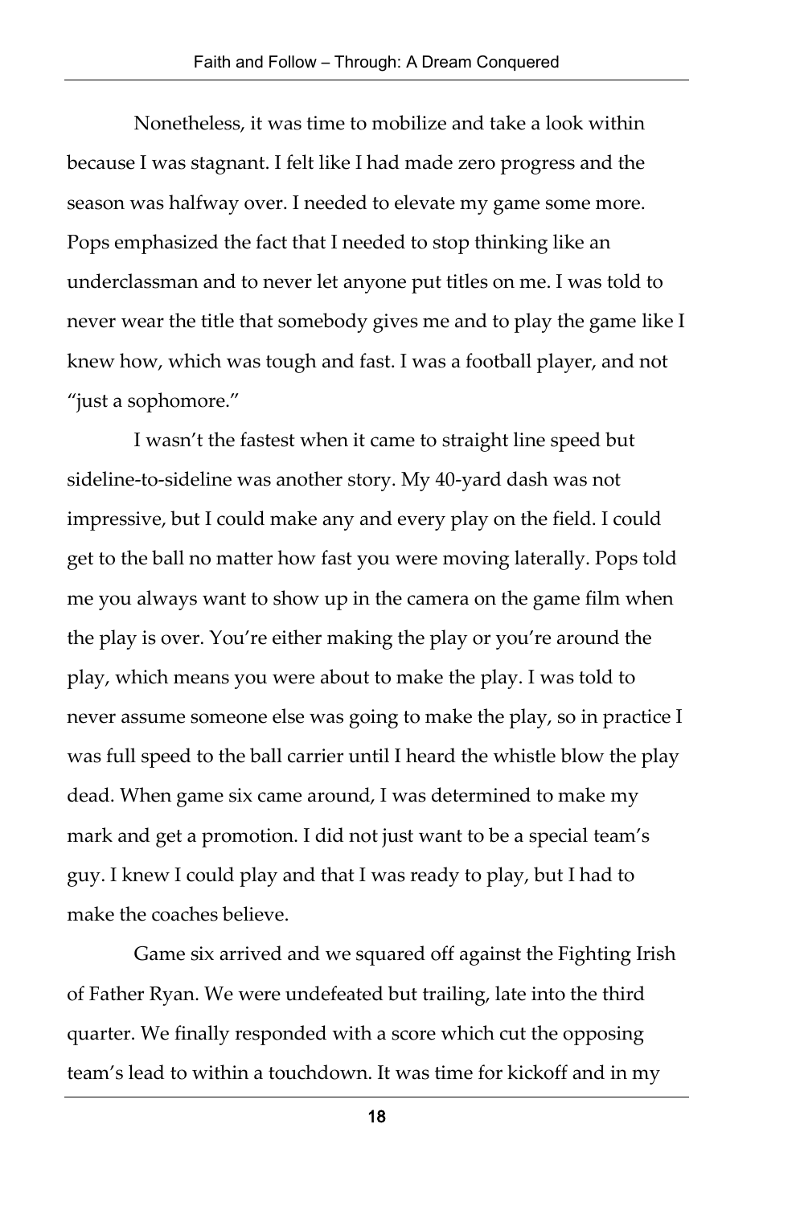Nonetheless, it was time to mobilize and take a look within because I was stagnant. I felt like I had made zero progress and the season was halfway over. I needed to elevate my game some more. Pops emphasized the fact that I needed to stop thinking like an underclassman and to never let anyone put titles on me. I was told to never wear the title that somebody gives me and to play the game like I knew how, which was tough and fast. I was a football player, and not "just a sophomore."

I wasn't the fastest when it came to straight line speed but sideline-to-sideline was another story. My 40-yard dash was not impressive, but I could make any and every play on the field. I could get to the ball no matter how fast you were moving laterally. Pops told me you always want to show up in the camera on the game film when the play is over. You're either making the play or you're around the play, which means you were about to make the play. I was told to never assume someone else was going to make the play, so in practice I was full speed to the ball carrier until I heard the whistle blow the play dead. When game six came around, I was determined to make my mark and get a promotion. I did not just want to be a special team's guy. I knew I could play and that I was ready to play, but I had to make the coaches believe.

Game six arrived and we squared off against the Fighting Irish of Father Ryan. We were undefeated but trailing, late into the third quarter. We finally responded with a score which cut the opposing team's lead to within a touchdown. It was time for kickoff and in my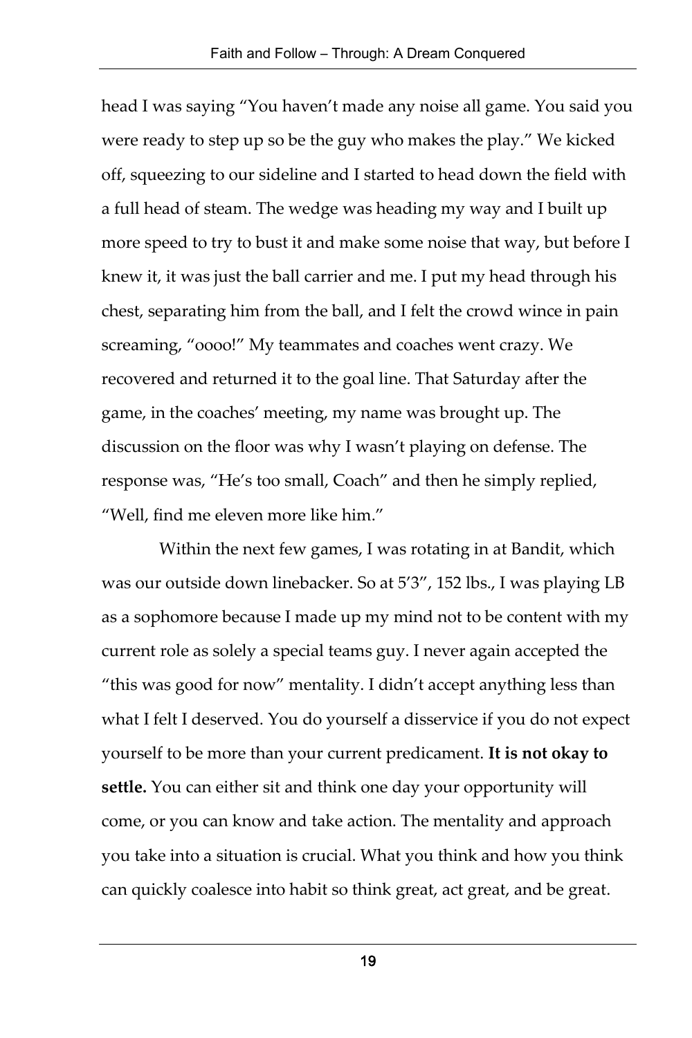head I was saying "You haven't made any noise all game. You said you were ready to step up so be the guy who makes the play." We kicked off, squeezing to our sideline and I started to head down the field with a full head of steam. The wedge was heading my way and I built up more speed to try to bust it and make some noise that way, but before I knew it, it was just the ball carrier and me. I put my head through his chest, separating him from the ball, and I felt the crowd wince in pain screaming, "oooo!" My teammates and coaches went crazy. We recovered and returned it to the goal line. That Saturday after the game, in the coaches' meeting, my name was brought up. The discussion on the floor was why I wasn't playing on defense. The response was, "He's too small, Coach" and then he simply replied, "Well, find me eleven more like him."

Within the next few games, I was rotating in at Bandit, which was our outside down linebacker. So at 5'3", 152 lbs., I was playing LB as a sophomore because I made up my mind not to be content with my current role as solely a special teams guy. I never again accepted the "this was good for now" mentality. I didn't accept anything less than what I felt I deserved. You do yourself a disservice if you do not expect yourself to be more than your current predicament. **It is not okay to settle.** You can either sit and think one day your opportunity will come, or you can know and take action. The mentality and approach you take into a situation is crucial. What you think and how you think can quickly coalesce into habit so think great, act great, and be great.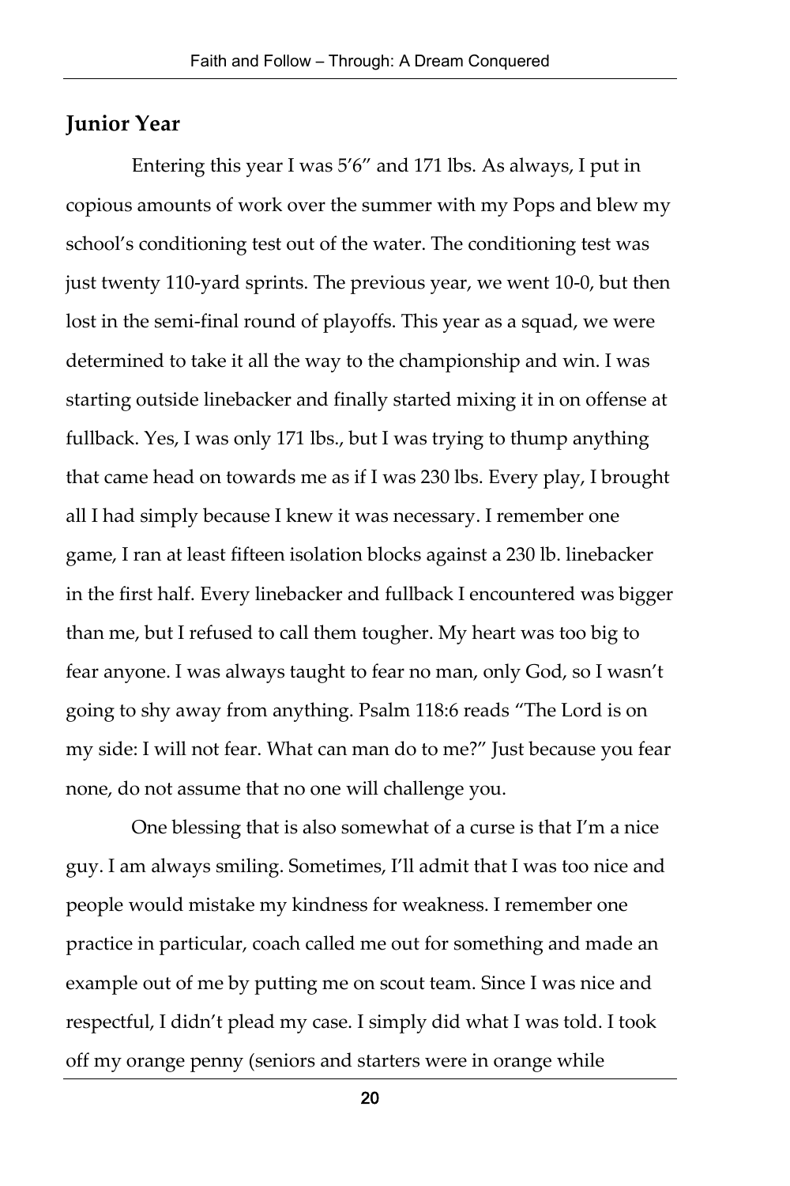## Junior Year

Entering this year I was 5'6" and 171 lbs. As always, I put in copious amounts of work over the summer with my Pops and blew my school's conditioning test out of the water. The conditioning test was just twenty 110-yard sprints. The previous year, we went 10-0, but then lost in the semi-final round of playoffs. This year as a squad, we were determined to take it all the way to the championship and win. I was starting outside linebacker and finally started mixing it in on offense at fullback. Yes, I was only 171 lbs., but I was trying to thump anything that came head on towards me as if I was 230 lbs. Every play, I brought all I had simply because I knew it was necessary. I remember one game, I ran at least fifteen isolation blocks against a 230 lb. linebacker in the first half. Every linebacker and fullback I encountered was bigger than me, but I refused to call them tougher. My heart was too big to fear anyone. I was always taught to fear no man, only God, so I wasn't going to shy away from anything. Psalm 118:6 reads "The Lord is on my side: I will not fear. What can man do to me?" Just because you fear none, do not assume that no one will challenge you.

One blessing that is also somewhat of a curse is that I'm a nice guy. I am always smiling. Sometimes, I'll admit that I was too nice and people would mistake my kindness for weakness. I remember one practice in particular, coach called me out for something and made an example out of me by putting me on scout team. Since I was nice and respectful, I didn't plead my case. I simply did what I was told. I took off my orange penny (seniors and starters were in orange while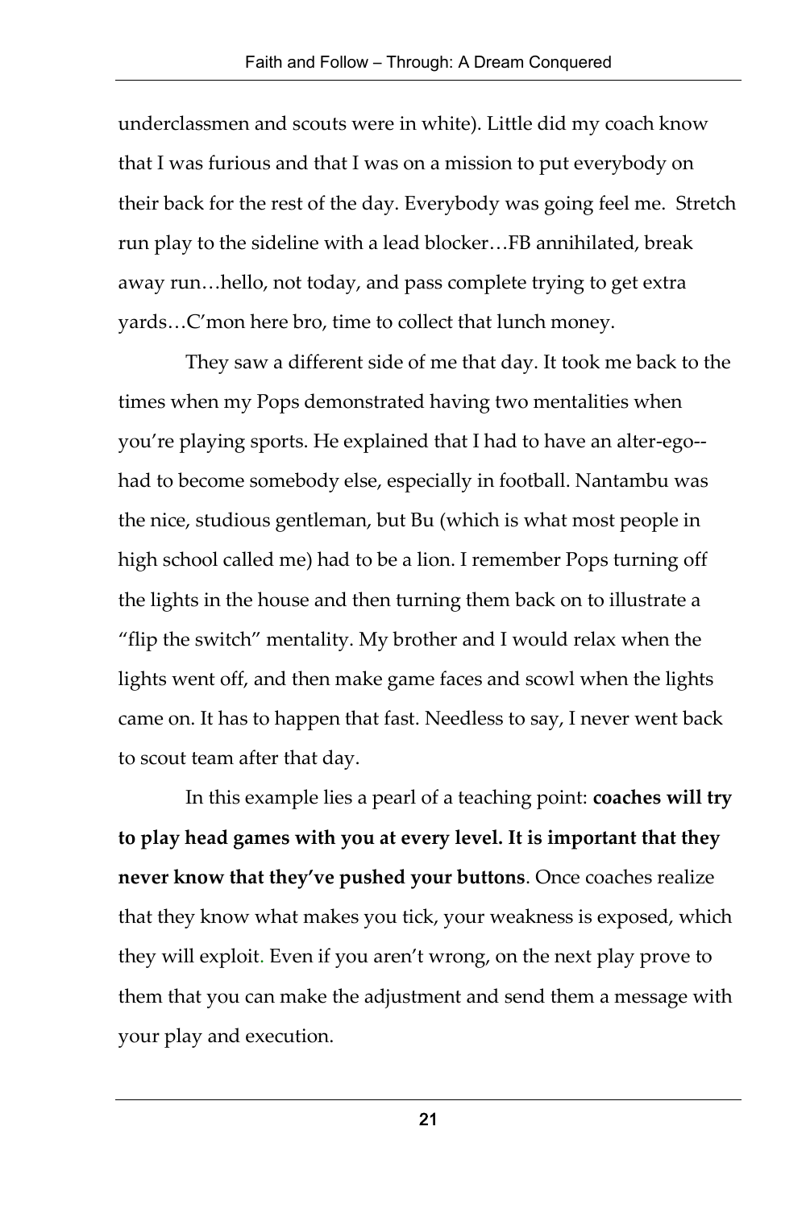underclassmen and scouts were in white). Little did my coach know that I was furious and that I was on a mission to put everybody on their back for the rest of the day. Everybody was going feel me. Stretch run play to the sideline with a lead blocker…FB annihilated, break away run…hello, not today, and pass complete trying to get extra yards…C'mon here bro, time to collect that lunch money.

They saw a different side of me that day. It took me back to the times when my Pops demonstrated having two mentalities when you're playing sports. He explained that I had to have an alter-ego--had to become somebody else, especially in football. Nantambu was the nice, studious gentleman, but Bu (which is what most people in high school called me) had to be a lion. I remember Pops turning off the lights in the house and then turning them back on to illustrate a "flip the switch" mentality. My brother and I would relax when the lights went off, and then make game faces and scowl when the lights came on. It has to happen that fast. Needless to say, I never went back to scout team after that day.

In this example lies a pearl of a teaching point: **coaches will try to play head games with you at every level. It is important that they never know that they've pushed your buttons**. Once coaches realize that they know what makes you tick, your weakness is exposed, which they will exploit. Even if you aren't wrong, on the next play prove to them that you can make the adjustment and send them a message with your play and execution.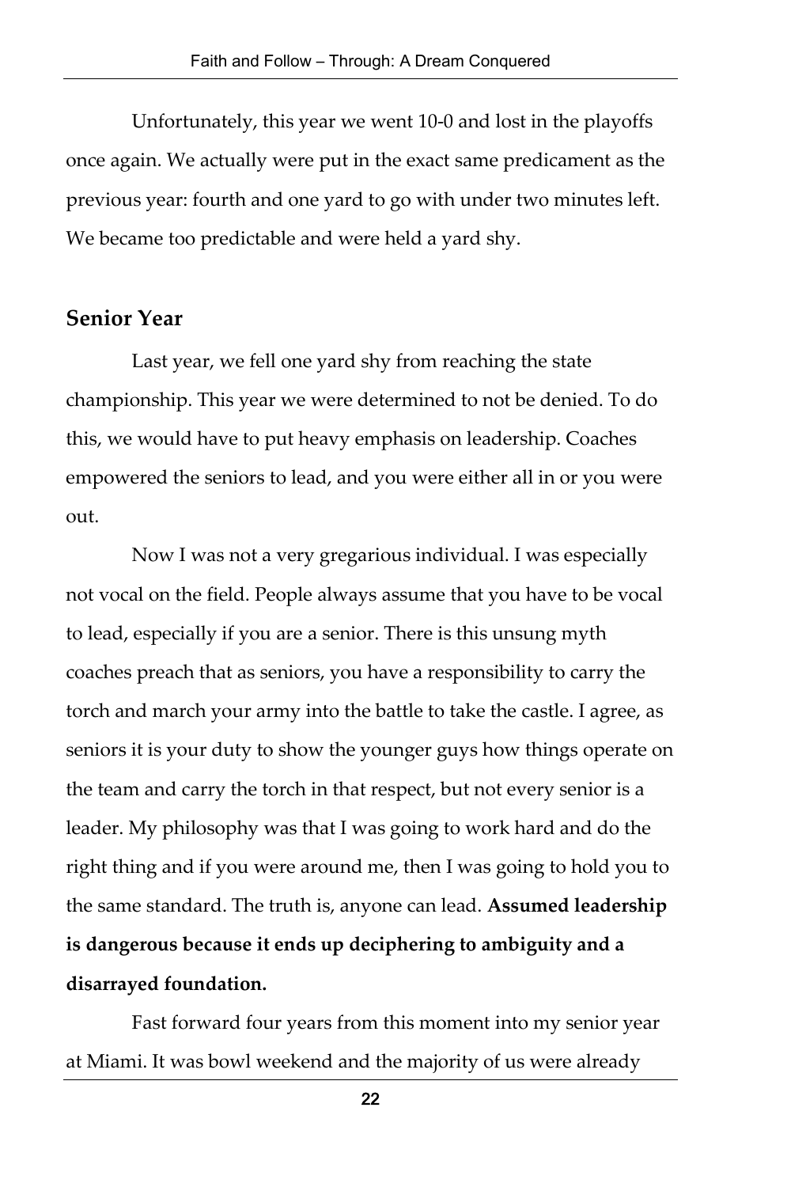Unfortunately, this year we went 10-0 and lost in the playoffs once again. We actually were put in the exact same predicament as the previous year: fourth and one yard to go with under two minutes left. We became too predictable and were held a yard shy.

## Senior Year

Last year, we fell one yard shy from reaching the state championship. This year we were determined to not be denied. To do this, we would have to put heavy emphasis on leadership. Coaches empowered the seniors to lead, and you were either all in or you were out.

Now I was not a very gregarious individual. I was especially not vocal on the field. People always assume that you have to be vocal to lead, especially if you are a senior. There is this unsung myth coaches preach that as seniors, you have a responsibility to carry the torch and march your army into the battle to take the castle. I agree, as seniors it is your duty to show the younger guys how things operate on the team and carry the torch in that respect, but not every senior is a leader. My philosophy was that I was going to work hard and do the right thing and if you were around me, then I was going to hold you to the same standard. The truth is, anyone can lead. **Assumed leadership is dangerous because it ends up deciphering to ambiguity and a disarrayed foundation.**

Fast forward four years from this moment into my senior year at Miami. It was bowl weekend and the majority of us were already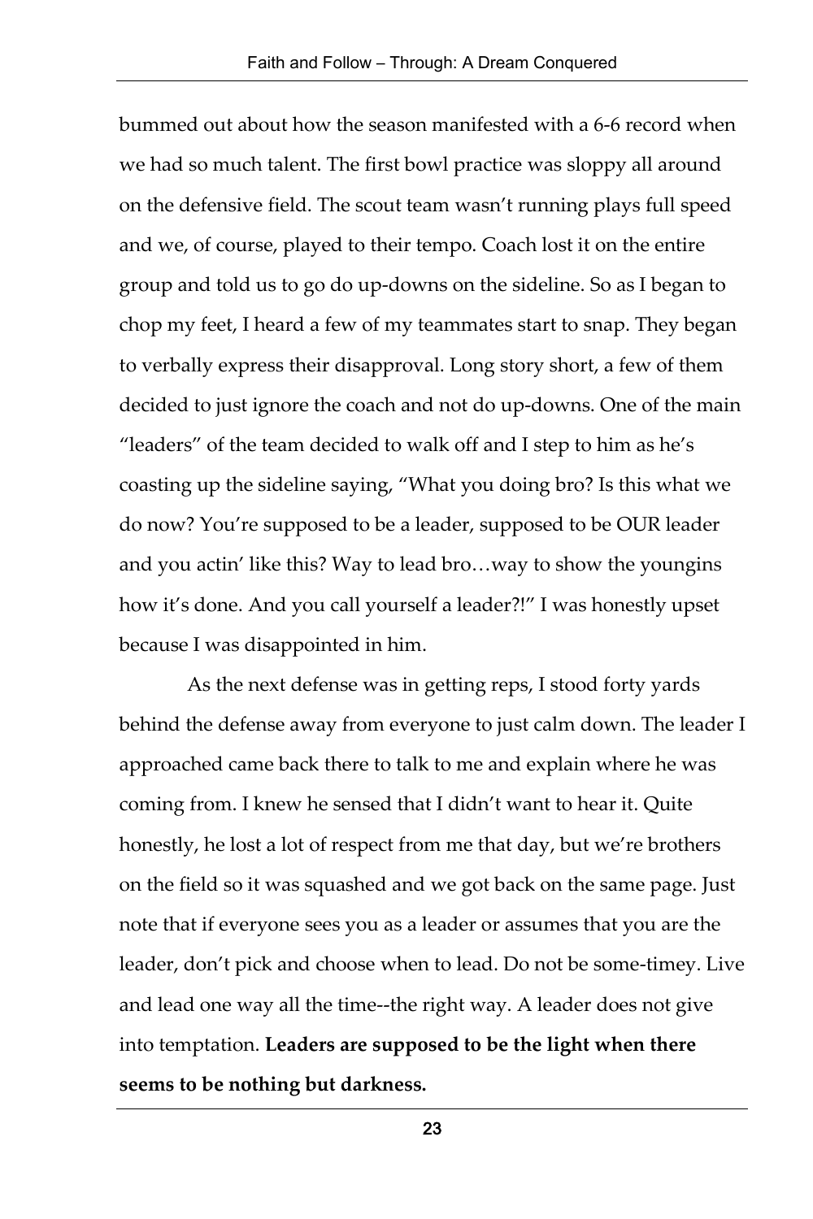bummed out about how the season manifested with a 6-6 record when we had so much talent. The first bowl practice was sloppy all around on the defensive field. The scout team wasn't running plays full speed and we, of course, played to their tempo. Coach lost it on the entire group and told us to go do up-downs on the sideline. So as I began to chop my feet, I heard a few of my teammates start to snap. They began to verbally express their disapproval. Long story short, a few of them decided to just ignore the coach and not do up-downs. One of the main "leaders" of the team decided to walk off and I step to him as he's coasting up the sideline saying, "What you doing bro? Is this what we do now? You're supposed to be a leader, supposed to be OUR leader and you actin' like this? Way to lead bro…way to show the youngins how it's done. And you call yourself a leader?!" I was honestly upset because I was disappointed in him.

As the next defense was in getting reps, I stood forty yards behind the defense away from everyone to just calm down. The leader I approached came back there to talk to me and explain where he was coming from. I knew he sensed that I didn't want to hear it. Quite honestly, he lost a lot of respect from me that day, but we're brothers on the field so it was squashed and we got back on the same page. Just note that if everyone sees you as a leader or assumes that you are the leader, don't pick and choose when to lead. Do not be some-timey. Live and lead one way all the time--the right way. A leader does not give into temptation. **Leaders are supposed to be the light when there seems to be nothing but darkness.**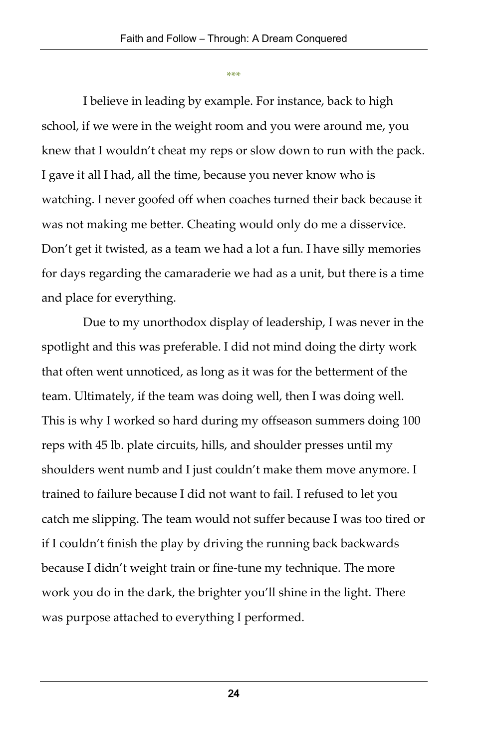***

I believe in leading by example. For instance, back to high school, if we were in the weight room and you were around me, you knew that I wouldn't cheat my reps or slow down to run with the pack. I gave it all I had, all the time, because you never know who is watching. I never goofed off when coaches turned their back because it was not making me better. Cheating would only do me a disservice. Don't get it twisted, as a team we had a lot a fun. I have silly memories for days regarding the camaraderie we had as a unit, but there is a time and place for everything.

Due to my unorthodox display of leadership, I was never in the spotlight and this was preferable. I did not mind doing the dirty work that often went unnoticed, as long as it was for the betterment of the team. Ultimately, if the team was doing well, then I was doing well. This is why I worked so hard during my offseason summers doing 100 reps with 45 lb. plate circuits, hills, and shoulder presses until my shoulders went numb and I just couldn't make them move anymore. I trained to failure because I did not want to fail. I refused to let you catch me slipping. The team would not suffer because I was too tired or if I couldn't finish the play by driving the running back backwards because I didn't weight train or fine-tune my technique. The more work you do in the dark, the brighter you'll shine in the light. There was purpose attached to everything I performed.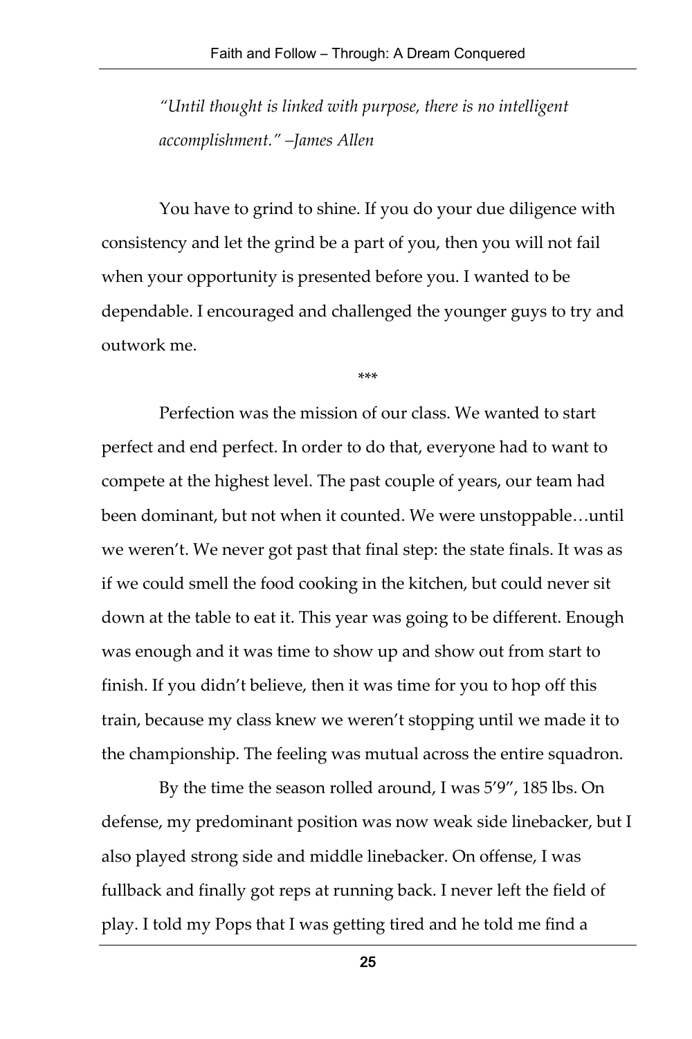*"Until thought is linked with purpose, there is no intelligent accomplishment." –James Allen*

You have to grind to shine. If you do your due diligence with consistency and let the grind be a part of you, then you will not fail when your opportunity is presented before you. I wanted to be dependable. I encouraged and challenged the younger guys to try and outwork me.

***

Perfection was the mission of our class. We wanted to start perfect and end perfect. In order to do that, everyone had to want to compete at the highest level. The past couple of years, our team had been dominant, but not when it counted. We were unstoppable…until we weren't. We never got past that final step: the state finals. It was as if we could smell the food cooking in the kitchen, but could never sit down at the table to eat it. This year was going to be different. Enough was enough and it was time to show up and show out from start to finish. If you didn't believe, then it was time for you to hop off this train, because my class knew we weren't stopping until we made it to the championship. The feeling was mutual across the entire squadron.

By the time the season rolled around, I was 5'9", 185 lbs. On defense, my predominant position was now weak side linebacker, but I also played strong side and middle linebacker. On offense, I was fullback and finally got reps at running back. I never left the field of play. I told my Pops that I was getting tired and he told me find a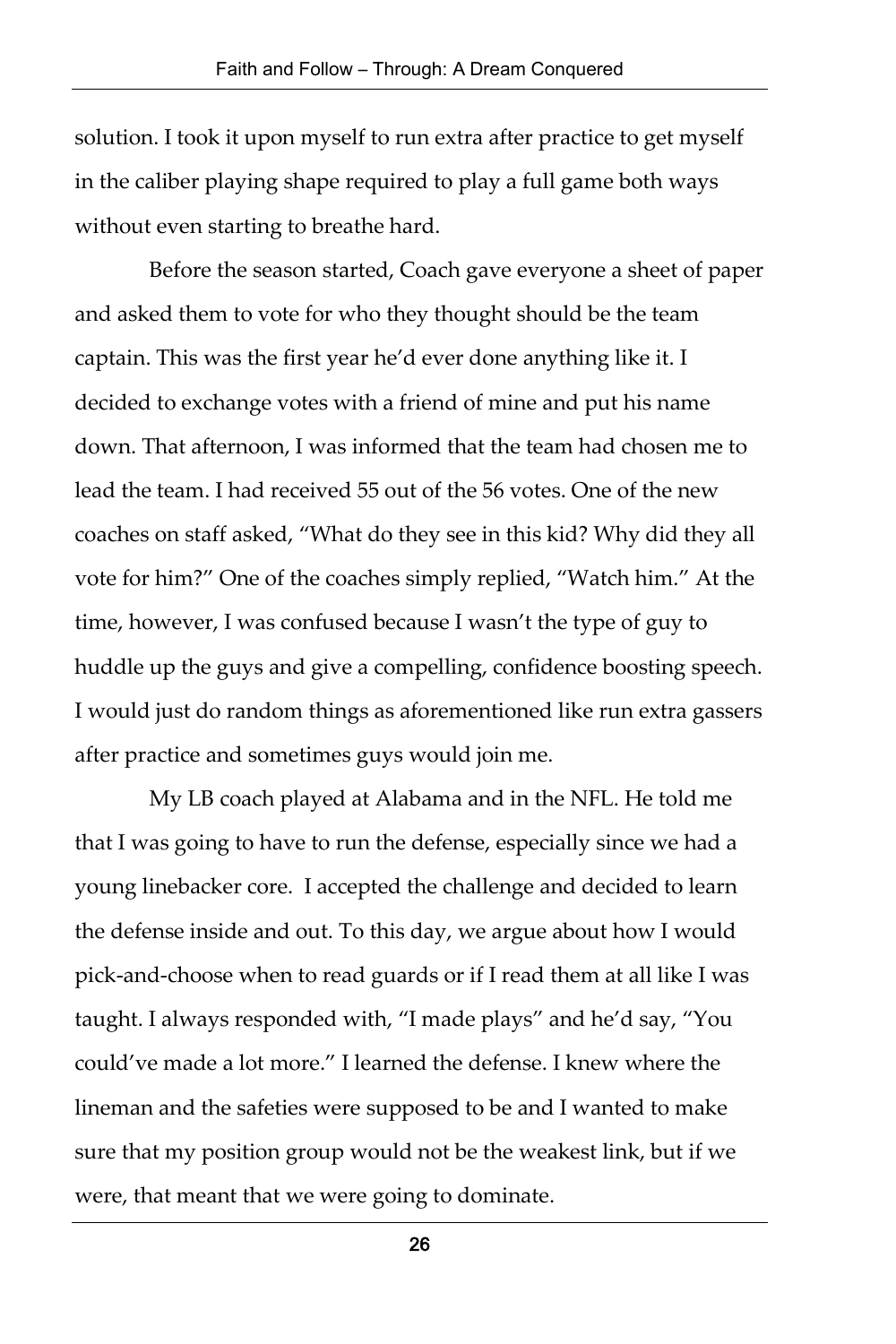solution. I took it upon myself to run extra after practice to get myself in the caliber playing shape required to play a full game both ways without even starting to breathe hard.

Before the season started, Coach gave everyone a sheet of paper and asked them to vote for who they thought should be the team captain. This was the first year he'd ever done anything like it. I decided to exchange votes with a friend of mine and put his name down. That afternoon, I was informed that the team had chosen me to lead the team. I had received 55 out of the 56 votes. One of the new coaches on staff asked, "What do they see in this kid? Why did they all vote for him?" One of the coaches simply replied, "Watch him." At the time, however, I was confused because I wasn't the type of guy to huddle up the guys and give a compelling, confidence boosting speech. I would just do random things as aforementioned like run extra gassers after practice and sometimes guys would join me.

My LB coach played at Alabama and in the NFL. He told me that I was going to have to run the defense, especially since we had a young linebacker core. I accepted the challenge and decided to learn the defense inside and out. To this day, we argue about how I would pick-and-choose when to read guards or if I read them at all like I was taught. I always responded with, "I made plays" and he'd say, "You could've made a lot more." I learned the defense. I knew where the lineman and the safeties were supposed to be and I wanted to make sure that my position group would not be the weakest link, but if we were, that meant that we were going to dominate.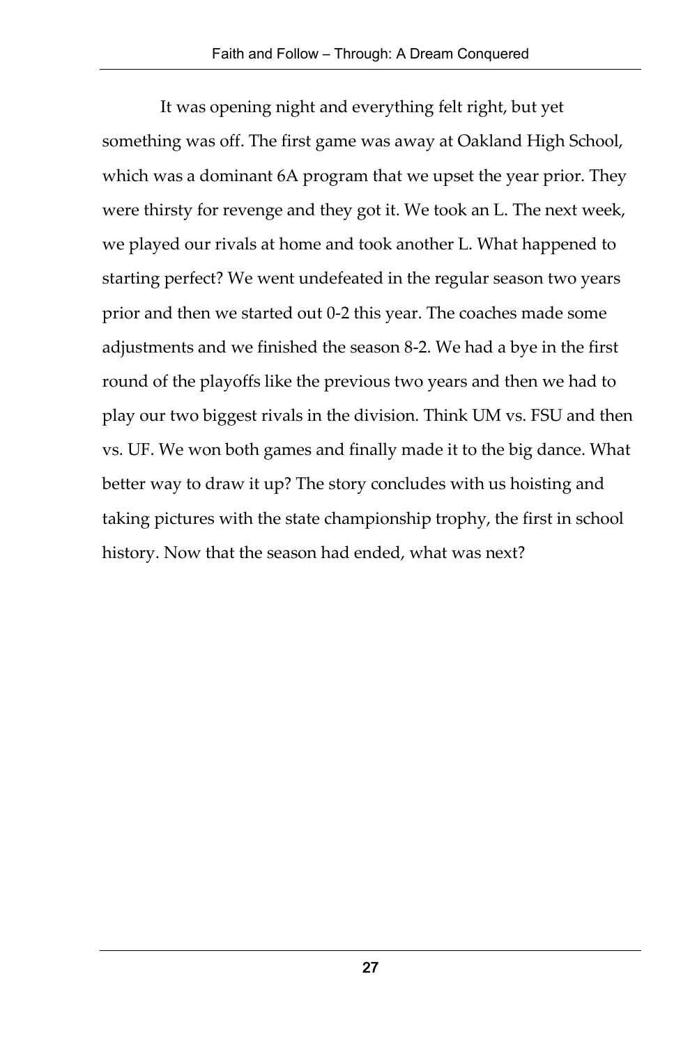It was opening night and everything felt right, but yet something was off. The first game was away at Oakland High School, which was a dominant 6A program that we upset the year prior. They were thirsty for revenge and they got it. We took an L. The next week, we played our rivals at home and took another L. What happened to starting perfect? We went undefeated in the regular season two years prior and then we started out 0-2 this year. The coaches made some adjustments and we finished the season 8-2. We had a bye in the first round of the playoffs like the previous two years and then we had to play our two biggest rivals in the division. Think UM vs. FSU and then vs. UF. We won both games and finally made it to the big dance. What better way to draw it up? The story concludes with us hoisting and taking pictures with the state championship trophy, the first in school history. Now that the season had ended, what was next?